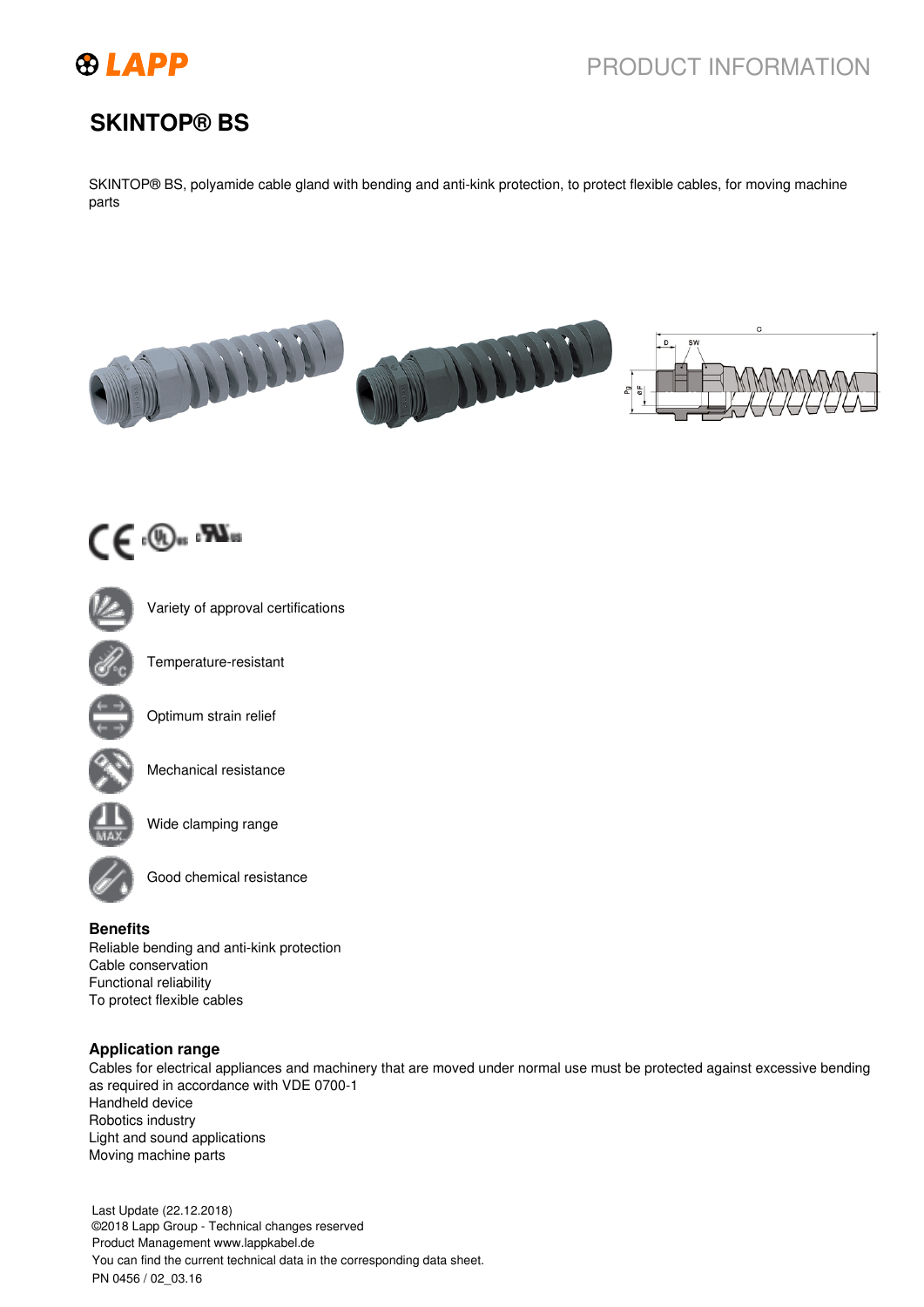# SKINTOP® BS

SKINTOP® BS, polyamide cable gland with bending and anti-kink protection, to protect flexible cables, for moving machine parts

- Variety of approval certifications
- Temperature-resistant
- Optimum strain relief
- Mechanical resistance
- Wide clamping range
- Good chemical resistance

## Benefits

Reliable bending and anti-kink protection
Cable conservation
Functional reliability
To protect flexible cables

## Application range

Cables for electrical appliances and machinery that are moved under normal use must be protected against excessive bending as required in accordance with VDE 0700-1
Handheld device
Robotics industry
Light and sound applications
Moving machine parts

Last Update (22.12.2018)
©2018 Lapp Group - Technical changes reserved
Product Management www.lappkabel.de
You can find the current technical data in the corresponding data sheet.
PN 0456 / 02_03.16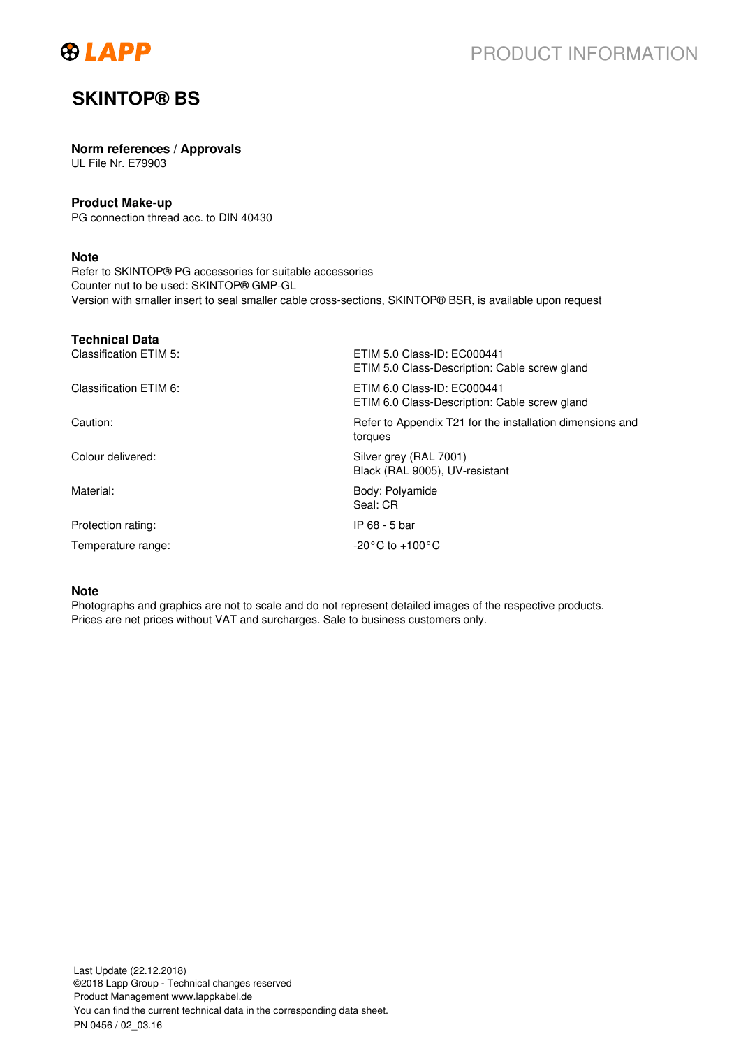# SKINTOP® BS

**Norm references / Approvals**
UL File Nr. E79903

**Product Make-up**
PG connection thread acc. to DIN 40430

**Note**
Refer to SKINTOP® PG accessories for suitable accessories
Counter nut to be used: SKINTOP® GMP-GL
Version with smaller insert to seal smaller cable cross-sections, SKINTOP® BSR, is available upon request

**Technical Data**

| | |
|---|---|
| Classification ETIM 5: | ETIM 5.0 Class-ID: EC000441<br>ETIM 5.0 Class-Description: Cable screw gland |
| Classification ETIM 6: | ETIM 6.0 Class-ID: EC000441<br>ETIM 6.0 Class-Description: Cable screw gland |
| Caution: | Refer to Appendix T21 for the installation dimensions and torques |
| Colour delivered: | Silver grey (RAL 7001)<br>Black (RAL 9005), UV-resistant |
| Material: | Body: Polyamide<br>Seal: CR |
| Protection rating: | IP 68 - 5 bar |
| Temperature range: | -20°C to +100°C |

**Note**
Photographs and graphics are not to scale and do not represent detailed images of the respective products.
Prices are net prices without VAT and surcharges. Sale to business customers only.

Last Update (22.12.2018)
©2018 Lapp Group - Technical changes reserved
Product Management www.lappkabel.de
You can find the current technical data in the corresponding data sheet.
PN 0456 / 02_03.16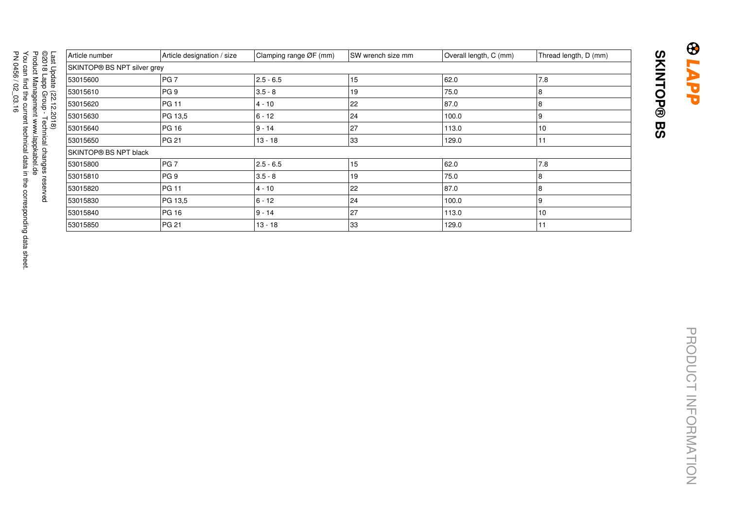| Article number | Article designation / size | Clamping range ØF (mm) | SW wrench size mm | Overall length, C (mm) | Thread length, D (mm) |
|---|---|---|---|---|---|
| SKINTOP® BS NPT silver grey | | | | | |
| 53015600 | PG 7 | 2.5 - 6.5 | 15 | 62.0 | 7.8 |
| 53015610 | PG 9 | 3.5 - 8 | 19 | 75.0 | 8 |
| 53015620 | PG 11 | 4 - 10 | 22 | 87.0 | 8 |
| 53015630 | PG 13,5 | 6 - 12 | 24 | 100.0 | 9 |
| 53015640 | PG 16 | 9 - 14 | 27 | 113.0 | 10 |
| 53015650 | PG 21 | 13 - 18 | 33 | 129.0 | 11 |
| SKINTOP® BS NPT black | | | | | |
| 53015800 | PG 7 | 2.5 - 6.5 | 15 | 62.0 | 7.8 |
| 53015810 | PG 9 | 3.5 - 8 | 19 | 75.0 | 8 |
| 53015820 | PG 11 | 4 - 10 | 22 | 87.0 | 8 |
| 53015830 | PG 13,5 | 6 - 12 | 24 | 100.0 | 9 |
| 53015840 | PG 16 | 9 - 14 | 27 | 113.0 | 10 |
| 53015850 | PG 21 | 13 - 18 | 33 | 129.0 | 11 |

Last Update (22.12.2018)
©2018 Lapp Group - Technical changes reserved
Product Management www.lappkabel.de
You can find the current technical data in the corresponding data sheet.
PN 0456 / 02_03.16